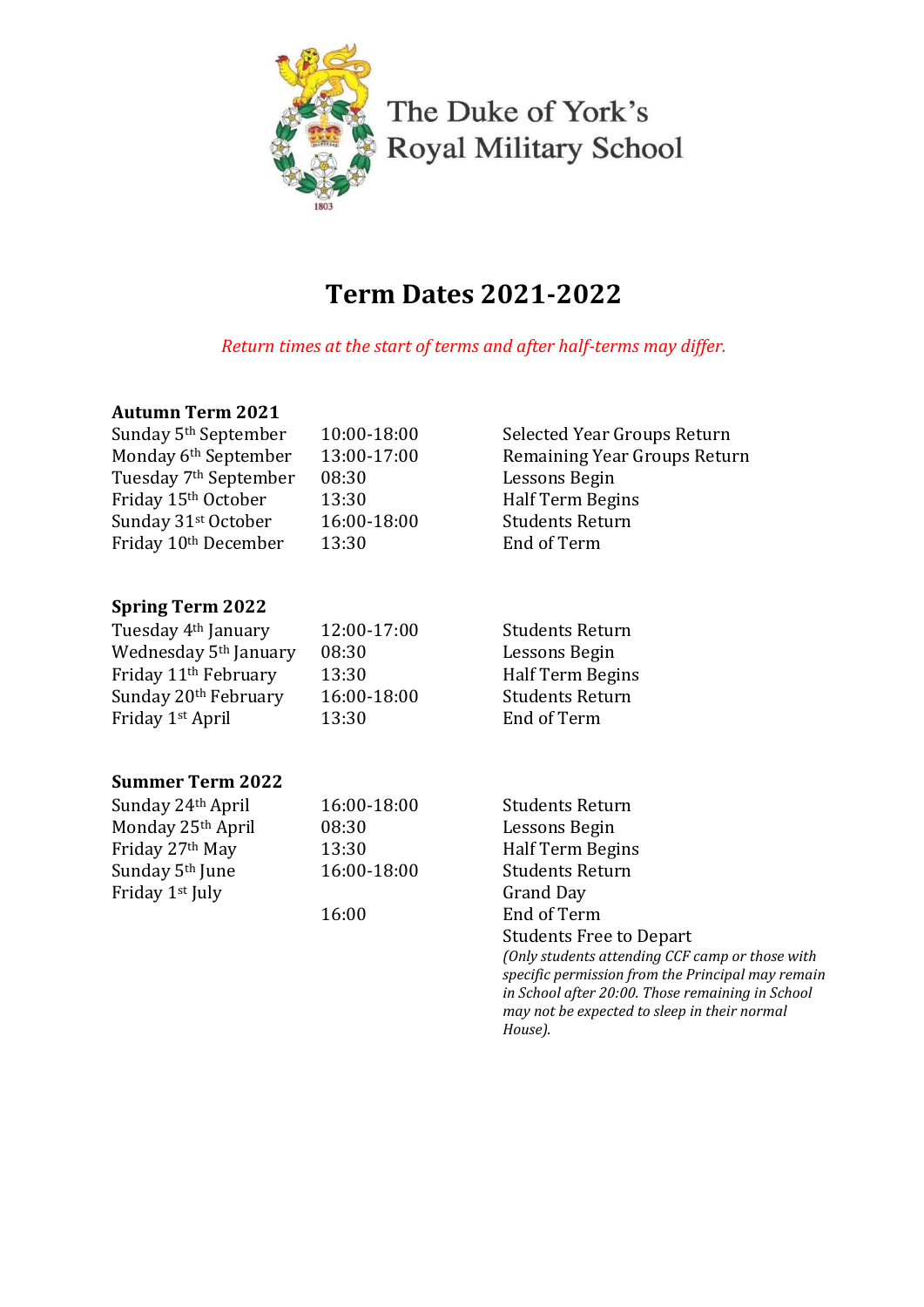The Duke of York's Royal Military School

# Term Dates 2021-2022

*Return times at the start of terms and after half-terms may differ.*

**Autumn Term 2021**

| | | |
|---|---|---|
| Sunday 5th September | 10:00-18:00 | Selected Year Groups Return |
| Monday 6th September | 13:00-17:00 | Remaining Year Groups Return |
| Tuesday 7th September | 08:30 | Lessons Begin |
| Friday 15th October | 13:30 | Half Term Begins |
| Sunday 31st October | 16:00-18:00 | Students Return |
| Friday 10th December | 13:30 | End of Term |

**Spring Term 2022**

| | | |
|---|---|---|
| Tuesday 4th January | 12:00-17:00 | Students Return |
| Wednesday 5th January | 08:30 | Lessons Begin |
| Friday 11th February | 13:30 | Half Term Begins |
| Sunday 20th February | 16:00-18:00 | Students Return |
| Friday 1st April | 13:30 | End of Term |

**Summer Term 2022**

| | | |
|---|---|---|
| Sunday 24th April | 16:00-18:00 | Students Return |
| Monday 25th April | 08:30 | Lessons Begin |
| Friday 27th May | 13:30 | Half Term Begins |
| Sunday 5th June | 16:00-18:00 | Students Return |
| Friday 1st July | | Grand Day |
| | 16:00 | End of Term |
| | | Students Free to Depart *(Only students attending CCF camp or those with specific permission from the Principal may remain in School after 20:00. Those remaining in School may not be expected to sleep in their normal House).* |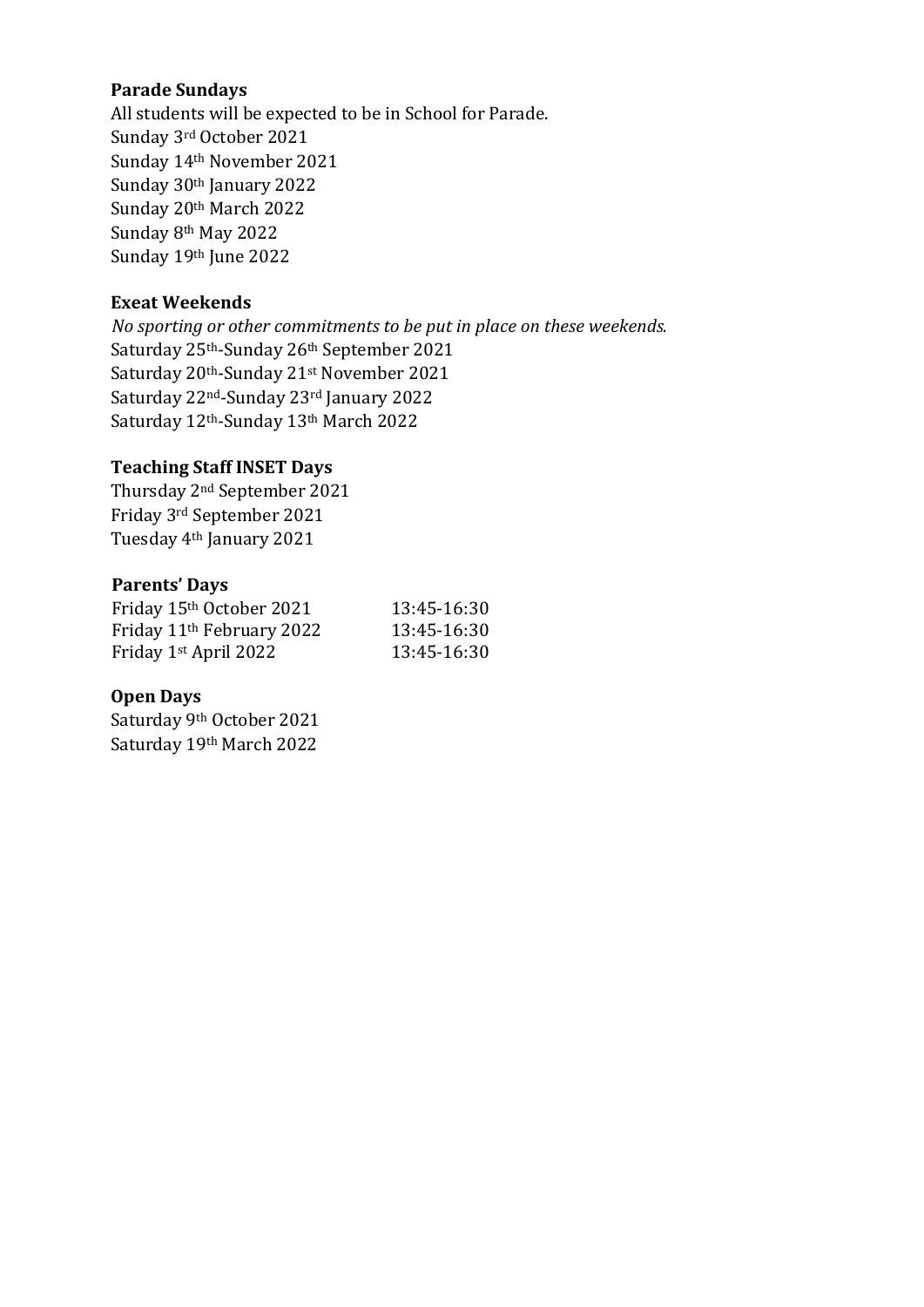**Parade Sundays**

All students will be expected to be in School for Parade.

Sunday 3rd October 2021
Sunday 14th November 2021
Sunday 30th January 2022
Sunday 20th March 2022
Sunday 8th May 2022
Sunday 19th June 2022

**Exeat Weekends**

*No sporting or other commitments to be put in place on these weekends.*

Saturday 25th-Sunday 26th September 2021
Saturday 20th-Sunday 21st November 2021
Saturday 22nd-Sunday 23rd January 2022
Saturday 12th-Sunday 13th March 2022

**Teaching Staff INSET Days**

Thursday 2nd September 2021
Friday 3rd September 2021
Tuesday 4th January 2021

**Parents' Days**

| | |
|---|---|
| Friday 15th October 2021 | 13:45-16:30 |
| Friday 11th February 2022 | 13:45-16:30 |
| Friday 1st April 2022 | 13:45-16:30 |

**Open Days**

Saturday 9th October 2021
Saturday 19th March 2022